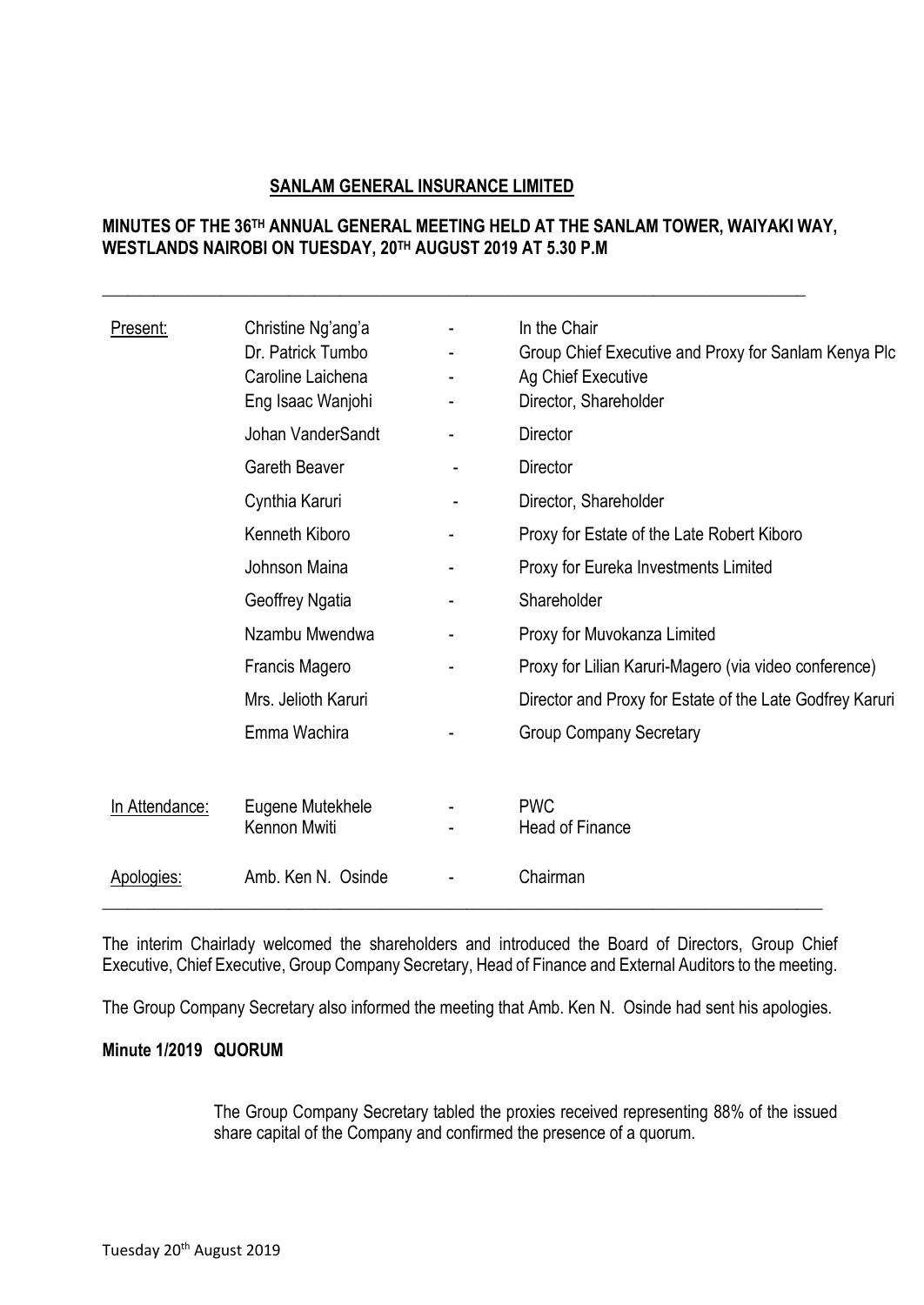**SANLAM GENERAL INSURANCE LIMITED**

**MINUTES OF THE 36TH ANNUAL GENERAL MEETING HELD AT THE SANLAM TOWER, WAIYAKI WAY, WESTLANDS NAIROBI ON TUESDAY, 20TH AUGUST 2019 AT 5.30 P.M**

---

| | | | |
|---|---|---|---|
| Present: | Christine Ng'ang'a | - | In the Chair |
| | Dr. Patrick Tumbo | - | Group Chief Executive and Proxy for Sanlam Kenya Plc |
| | Caroline Laichena | - | Ag Chief Executive |
| | Eng Isaac Wanjohi | - | Director, Shareholder |
| | Johan VanderSandt | - | Director |
| | Gareth Beaver | - | Director |
| | Cynthia Karuri | - | Director, Shareholder |
| | Kenneth Kiboro | - | Proxy for Estate of the Late Robert Kiboro |
| | Johnson Maina | - | Proxy for Eureka Investments Limited |
| | Geoffrey Ngatia | - | Shareholder |
| | Nzambu Mwendwa | - | Proxy for Muvokanza Limited |
| | Francis Magero | - | Proxy for Lilian Karuri-Magero (via video conference) |
| | Mrs. Jelioth Karuri | | Director and Proxy for Estate of the Late Godfrey Karuri |
| | Emma Wachira | - | Group Company Secretary |
| In Attendance: | Eugene Mutekhele | - | PWC |
| | Kennon Mwiti | - | Head of Finance |
| Apologies: | Amb. Ken N. Osinde | - | Chairman |

---

The interim Chairlady welcomed the shareholders and introduced the Board of Directors, Group Chief Executive, Chief Executive, Group Company Secretary, Head of Finance and External Auditors to the meeting.

The Group Company Secretary also informed the meeting that Amb. Ken N. Osinde had sent his apologies.

**Minute 1/2019 QUORUM**

The Group Company Secretary tabled the proxies received representing 88% of the issued share capital of the Company and confirmed the presence of a quorum.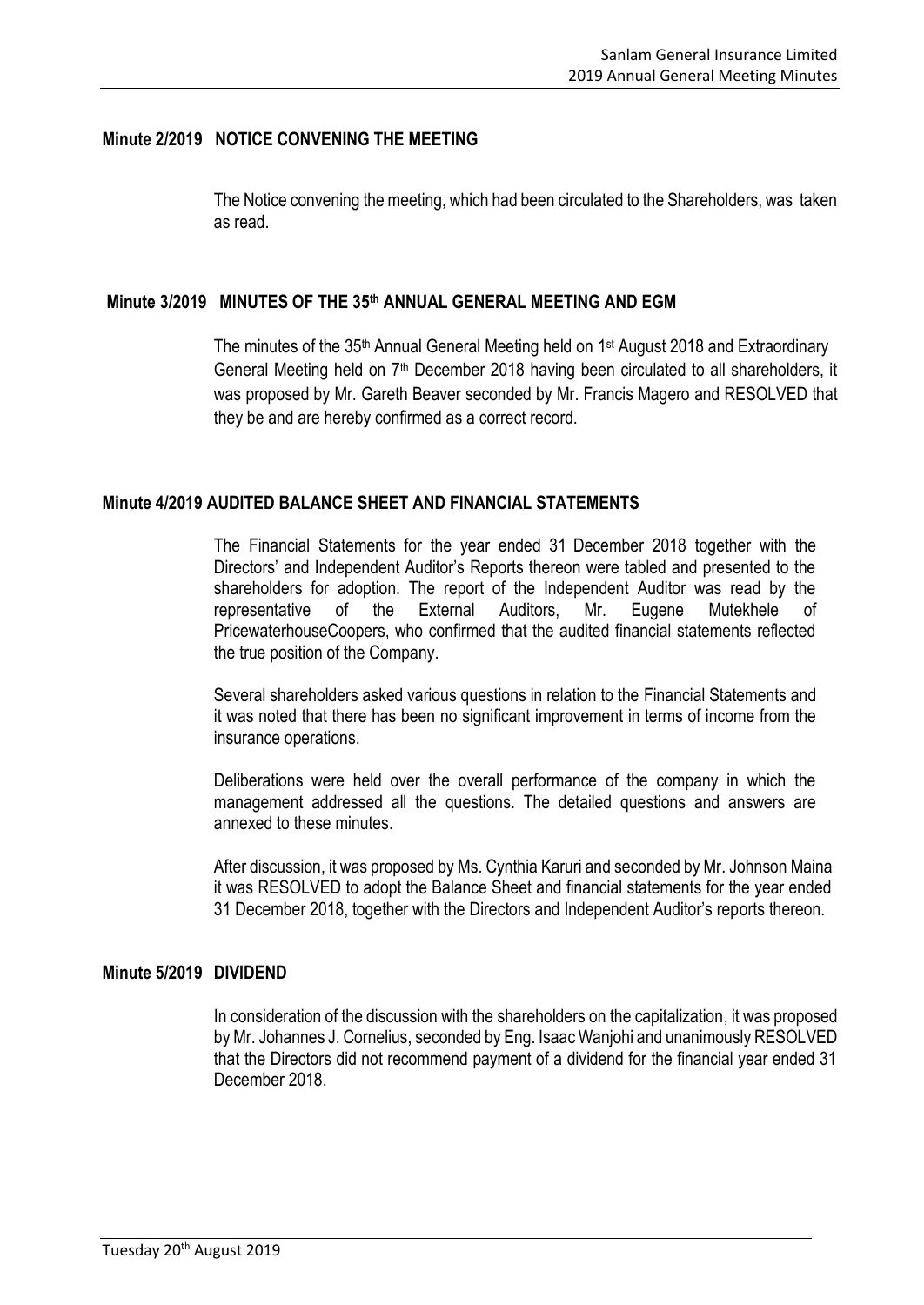## Minute 2/2019 NOTICE CONVENING THE MEETING

The Notice convening the meeting, which had been circulated to the Shareholders, was taken as read.

## Minute 3/2019 MINUTES OF THE 35th ANNUAL GENERAL MEETING AND EGM

The minutes of the 35th Annual General Meeting held on 1st August 2018 and Extraordinary General Meeting held on 7th December 2018 having been circulated to all shareholders, it was proposed by Mr. Gareth Beaver seconded by Mr. Francis Magero and RESOLVED that they be and are hereby confirmed as a correct record.

## Minute 4/2019 AUDITED BALANCE SHEET AND FINANCIAL STATEMENTS

The Financial Statements for the year ended 31 December 2018 together with the Directors' and Independent Auditor's Reports thereon were tabled and presented to the shareholders for adoption. The report of the Independent Auditor was read by the representative of the External Auditors, Mr. Eugene Mutekhele of PricewaterhouseCoopers, who confirmed that the audited financial statements reflected the true position of the Company.

Several shareholders asked various questions in relation to the Financial Statements and it was noted that there has been no significant improvement in terms of income from the insurance operations.

Deliberations were held over the overall performance of the company in which the management addressed all the questions. The detailed questions and answers are annexed to these minutes.

After discussion, it was proposed by Ms. Cynthia Karuri and seconded by Mr. Johnson Maina it was RESOLVED to adopt the Balance Sheet and financial statements for the year ended 31 December 2018, together with the Directors and Independent Auditor's reports thereon.

## Minute 5/2019 DIVIDEND

In consideration of the discussion with the shareholders on the capitalization, it was proposed by Mr. Johannes J. Cornelius, seconded by Eng. Isaac Wanjohi and unanimously RESOLVED that the Directors did not recommend payment of a dividend for the financial year ended 31 December 2018.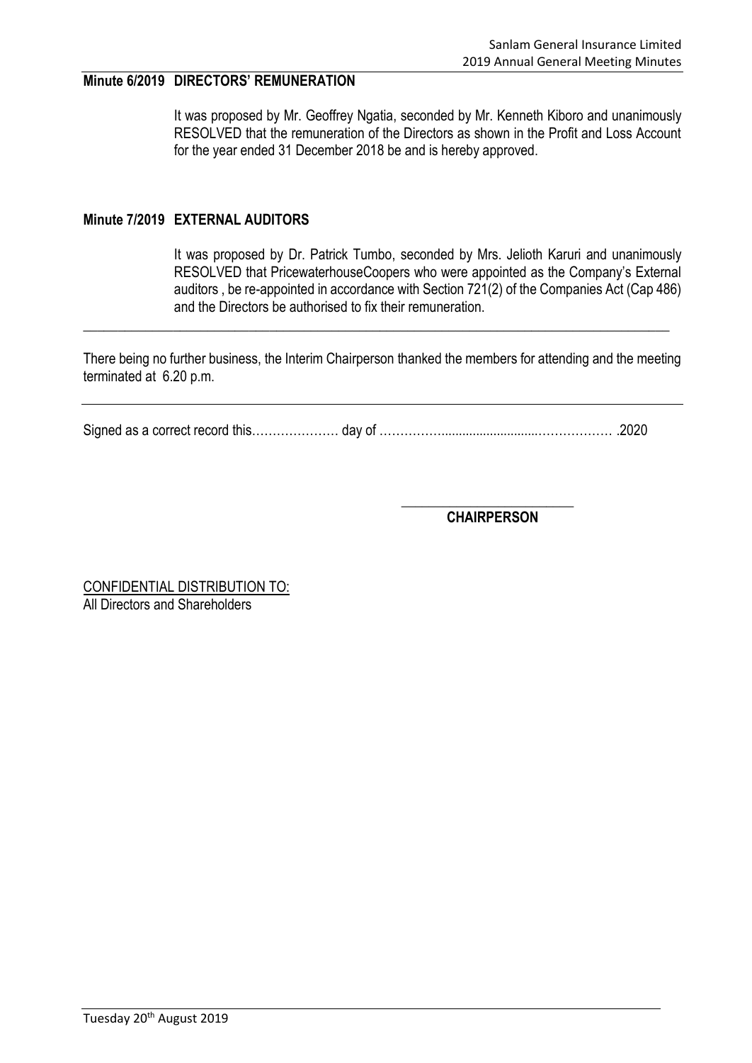**Minute 6/2019 DIRECTORS' REMUNERATION**

It was proposed by Mr. Geoffrey Ngatia, seconded by Mr. Kenneth Kiboro and unanimously RESOLVED that the remuneration of the Directors as shown in the Profit and Loss Account for the year ended 31 December 2018 be and is hereby approved.

**Minute 7/2019 EXTERNAL AUDITORS**

It was proposed by Dr. Patrick Tumbo, seconded by Mrs. Jelioth Karuri and unanimously RESOLVED that PricewaterhouseCoopers who were appointed as the Company's External auditors , be re-appointed in accordance with Section 721(2) of the Companies Act (Cap 486) and the Directors be authorised to fix their remuneration.

---

There being no further business, the Interim Chairperson thanked the members for attending and the meeting terminated at 6.20 p.m.

---

Signed as a correct record this………………… day of …………….........................……………… .2020

\_\_\_\_\_\_\_\_\_\_\_\_\_\_\_\_\_\_\_\_\_\_\_\_\_\_

**CHAIRPERSON**

CONFIDENTIAL DISTRIBUTION TO:
All Directors and Shareholders